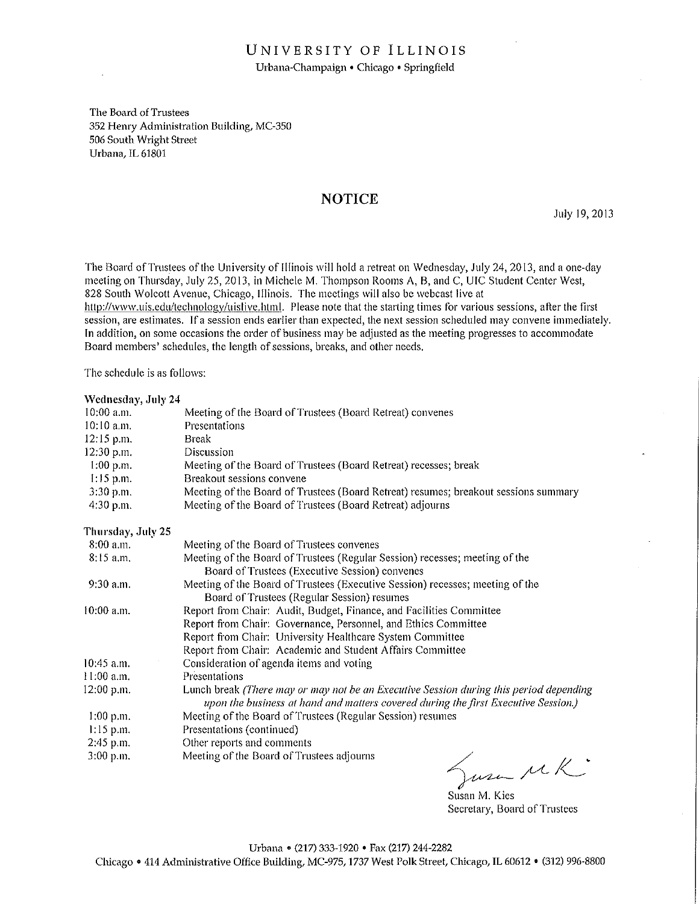# UNIVERSITY OF ILLINOIS

Urbana-Champaign • Chicago • Springfield

The Board of Trustees
352 Henry Administration Building, MC-350
506 South Wright Street
Urbana, IL 61801

## NOTICE

July 19, 2013

The Board of Trustees of the University of Illinois will hold a retreat on Wednesday, July 24, 2013, and a one-day meeting on Thursday, July 25, 2013, in Michele M. Thompson Rooms A, B, and C, UIC Student Center West, 828 South Wolcott Avenue, Chicago, Illinois. The meetings will also be webcast live at http://www.uis.edu/technology/uislive.html. Please note that the starting times for various sessions, after the first session, are estimates. If a session ends earlier than expected, the next session scheduled may convene immediately. In addition, on some occasions the order of business may be adjusted as the meeting progresses to accommodate Board members' schedules, the length of sessions, breaks, and other needs.

The schedule is as follows:

**Wednesday, July 24**

| | |
|---|---|
| 10:00 a.m. | Meeting of the Board of Trustees (Board Retreat) convenes |
| 10:10 a.m. | Presentations |
| 12:15 p.m. | Break |
| 12:30 p.m. | Discussion |
| 1:00 p.m. | Meeting of the Board of Trustees (Board Retreat) recesses; break |
| 1:15 p.m. | Breakout sessions convene |
| 3:30 p.m. | Meeting of the Board of Trustees (Board Retreat) resumes; breakout sessions summary |
| 4:30 p.m. | Meeting of the Board of Trustees (Board Retreat) adjourns |

**Thursday, July 25**

| | |
|---|---|
| 8:00 a.m. | Meeting of the Board of Trustees convenes |
| 8:15 a.m. | Meeting of the Board of Trustees (Regular Session) recesses; meeting of the Board of Trustees (Executive Session) convenes |
| 9:30 a.m. | Meeting of the Board of Trustees (Executive Session) recesses; meeting of the Board of Trustees (Regular Session) resumes |
| 10:00 a.m. | Report from Chair: Audit, Budget, Finance, and Facilities Committee<br>Report from Chair: Governance, Personnel, and Ethics Committee<br>Report from Chair: University Healthcare System Committee<br>Report from Chair: Academic and Student Affairs Committee |
| 10:45 a.m. | Consideration of agenda items and voting |
| 11:00 a.m. | Presentations |
| 12:00 p.m. | Lunch break *(There may or may not be an Executive Session during this period depending upon the business at hand and matters covered during the first Executive Session.)* |
| 1:00 p.m. | Meeting of the Board of Trustees (Regular Session) resumes |
| 1:15 p.m. | Presentations (continued) |
| 2:45 p.m. | Other reports and comments |
| 3:00 p.m. | Meeting of the Board of Trustees adjourns |

Susan M. Kies
Secretary, Board of Trustees

Urbana • (217) 333-1920 • Fax (217) 244-2282
Chicago • 414 Administrative Office Building, MC-975, 1737 West Polk Street, Chicago, IL 60612 • (312) 996-8800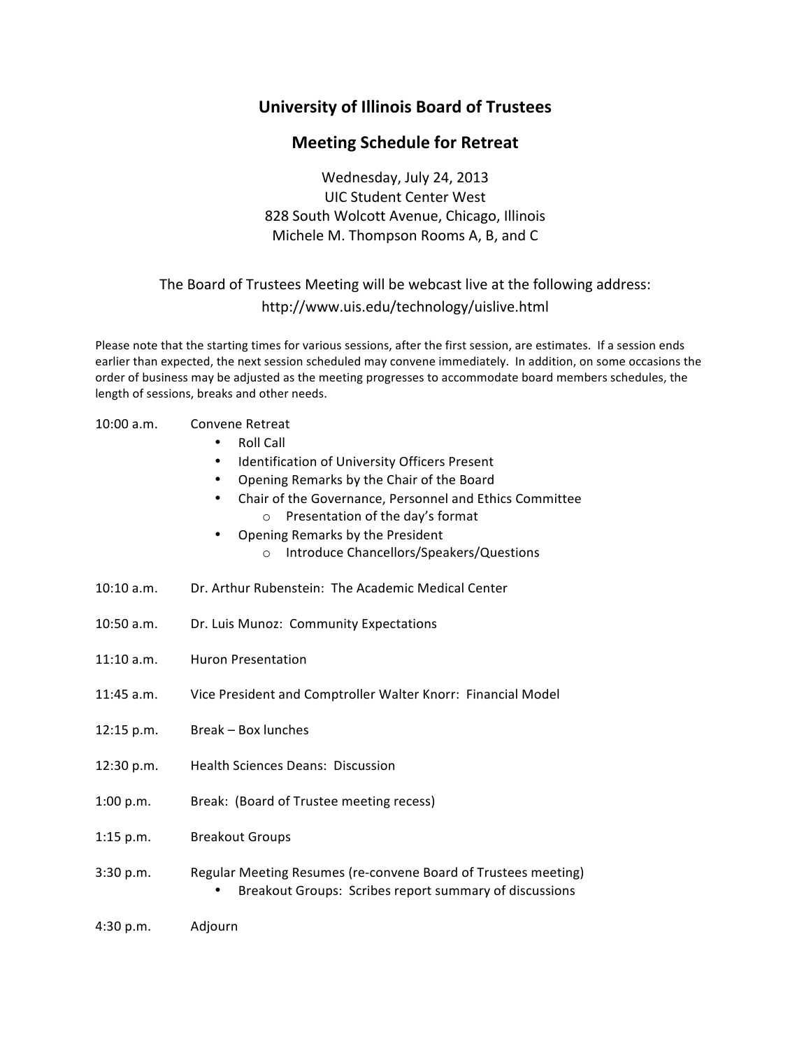# University of Illinois Board of Trustees

## Meeting Schedule for Retreat

Wednesday, July 24, 2013
UIC Student Center West
828 South Wolcott Avenue, Chicago, Illinois
Michele M. Thompson Rooms A, B, and C

The Board of Trustees Meeting will be webcast live at the following address:
http://www.uis.edu/technology/uislive.html

Please note that the starting times for various sessions, after the first session, are estimates. If a session ends earlier than expected, the next session scheduled may convene immediately. In addition, on some occasions the order of business may be adjusted as the meeting progresses to accommodate board members schedules, the length of sessions, breaks and other needs.

10:00 a.m. Convene Retreat

- Roll Call
- Identification of University Officers Present
- Opening Remarks by the Chair of the Board
- Chair of the Governance, Personnel and Ethics Committee
  - Presentation of the day's format
- Opening Remarks by the President
  - Introduce Chancellors/Speakers/Questions

10:10 a.m. Dr. Arthur Rubenstein: The Academic Medical Center

10:50 a.m. Dr. Luis Munoz: Community Expectations

11:10 a.m. Huron Presentation

11:45 a.m. Vice President and Comptroller Walter Knorr: Financial Model

12:15 p.m. Break – Box lunches

12:30 p.m. Health Sciences Deans: Discussion

1:00 p.m. Break: (Board of Trustee meeting recess)

1:15 p.m. Breakout Groups

3:30 p.m. Regular Meeting Resumes (re-convene Board of Trustees meeting)

- Breakout Groups: Scribes report summary of discussions

4:30 p.m. Adjourn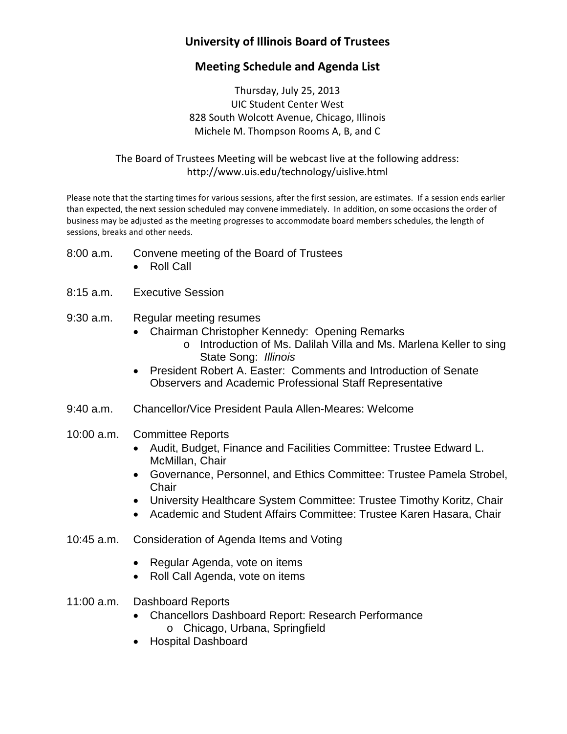# University of Illinois Board of Trustees

## Meeting Schedule and Agenda List

Thursday, July 25, 2013
UIC Student Center West
828 South Wolcott Avenue, Chicago, Illinois
Michele M. Thompson Rooms A, B, and C

The Board of Trustees Meeting will be webcast live at the following address:
http://www.uis.edu/technology/uislive.html

Please note that the starting times for various sessions, after the first session, are estimates. If a session ends earlier than expected, the next session scheduled may convene immediately. In addition, on some occasions the order of business may be adjusted as the meeting progresses to accommodate board members schedules, the length of sessions, breaks and other needs.

8:00 a.m. Convene meeting of the Board of Trustees
- Roll Call

8:15 a.m. Executive Session

9:30 a.m. Regular meeting resumes
- Chairman Christopher Kennedy: Opening Remarks
  - Introduction of Ms. Dalilah Villa and Ms. Marlena Keller to sing State Song: *Illinois*
- President Robert A. Easter: Comments and Introduction of Senate Observers and Academic Professional Staff Representative

9:40 a.m. Chancellor/Vice President Paula Allen-Meares: Welcome

10:00 a.m. Committee Reports
- Audit, Budget, Finance and Facilities Committee: Trustee Edward L. McMillan, Chair
- Governance, Personnel, and Ethics Committee: Trustee Pamela Strobel, Chair
- University Healthcare System Committee: Trustee Timothy Koritz, Chair
- Academic and Student Affairs Committee: Trustee Karen Hasara, Chair

10:45 a.m. Consideration of Agenda Items and Voting
- Regular Agenda, vote on items
- Roll Call Agenda, vote on items

11:00 a.m. Dashboard Reports
- Chancellors Dashboard Report: Research Performance
  - Chicago, Urbana, Springfield
- Hospital Dashboard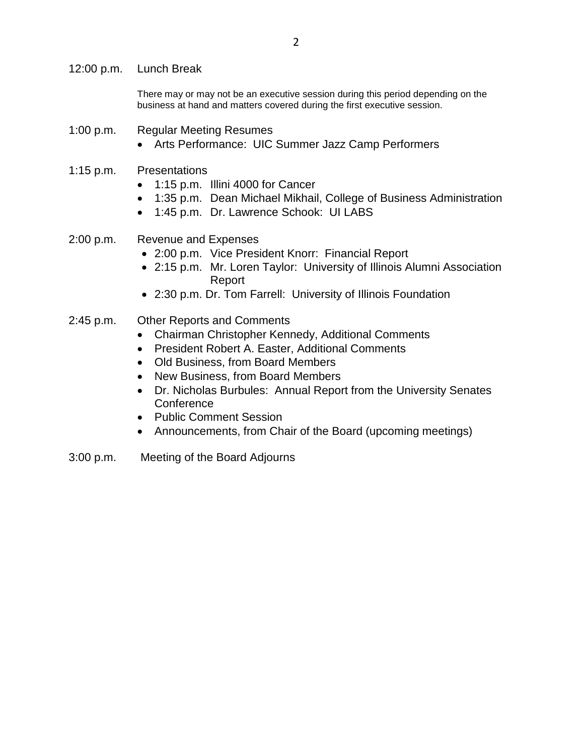12:00 p.m. Lunch Break

There may or may not be an executive session during this period depending on the business at hand and matters covered during the first executive session.

1:00 p.m. Regular Meeting Resumes

- Arts Performance: UIC Summer Jazz Camp Performers

1:15 p.m. Presentations

- 1:15 p.m. Illini 4000 for Cancer
- 1:35 p.m. Dean Michael Mikhail, College of Business Administration
- 1:45 p.m. Dr. Lawrence Schook: UI LABS

2:00 p.m. Revenue and Expenses

- 2:00 p.m. Vice President Knorr: Financial Report
- 2:15 p.m. Mr. Loren Taylor: University of Illinois Alumni Association Report
- 2:30 p.m. Dr. Tom Farrell: University of Illinois Foundation

2:45 p.m. Other Reports and Comments

- Chairman Christopher Kennedy, Additional Comments
- President Robert A. Easter, Additional Comments
- Old Business, from Board Members
- New Business, from Board Members
- Dr. Nicholas Burbules: Annual Report from the University Senates Conference
- Public Comment Session
- Announcements, from Chair of the Board (upcoming meetings)

3:00 p.m. Meeting of the Board Adjourns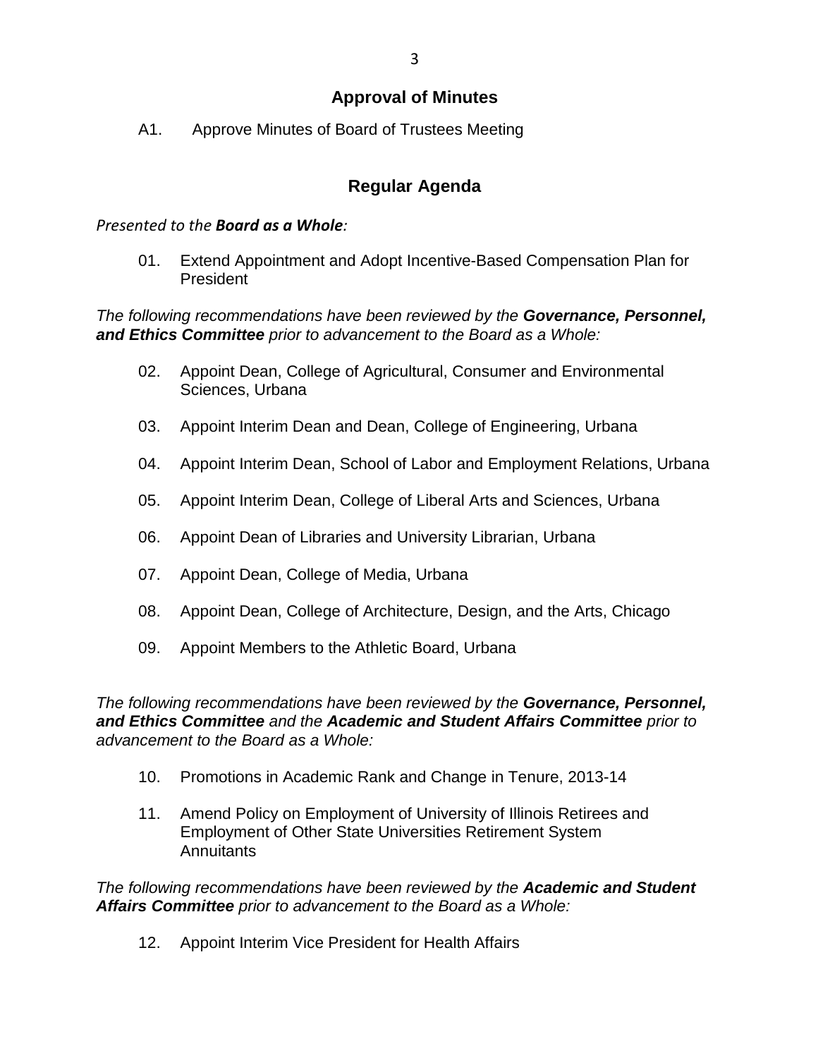## Approval of Minutes

A1. Approve Minutes of Board of Trustees Meeting

## Regular Agenda

*Presented to the **Board as a Whole**:*

01. Extend Appointment and Adopt Incentive-Based Compensation Plan for President

*The following recommendations have been reviewed by the **Governance, Personnel, and Ethics Committee** prior to advancement to the Board as a Whole:*

02. Appoint Dean, College of Agricultural, Consumer and Environmental Sciences, Urbana

03. Appoint Interim Dean and Dean, College of Engineering, Urbana

04. Appoint Interim Dean, School of Labor and Employment Relations, Urbana

05. Appoint Interim Dean, College of Liberal Arts and Sciences, Urbana

06. Appoint Dean of Libraries and University Librarian, Urbana

07. Appoint Dean, College of Media, Urbana

08. Appoint Dean, College of Architecture, Design, and the Arts, Chicago

09. Appoint Members to the Athletic Board, Urbana

*The following recommendations have been reviewed by the **Governance, Personnel, and Ethics Committee** and the **Academic and Student Affairs Committee** prior to advancement to the Board as a Whole:*

10. Promotions in Academic Rank and Change in Tenure, 2013-14

11. Amend Policy on Employment of University of Illinois Retirees and Employment of Other State Universities Retirement System Annuitants

*The following recommendations have been reviewed by the **Academic and Student Affairs Committee** prior to advancement to the Board as a Whole:*

12. Appoint Interim Vice President for Health Affairs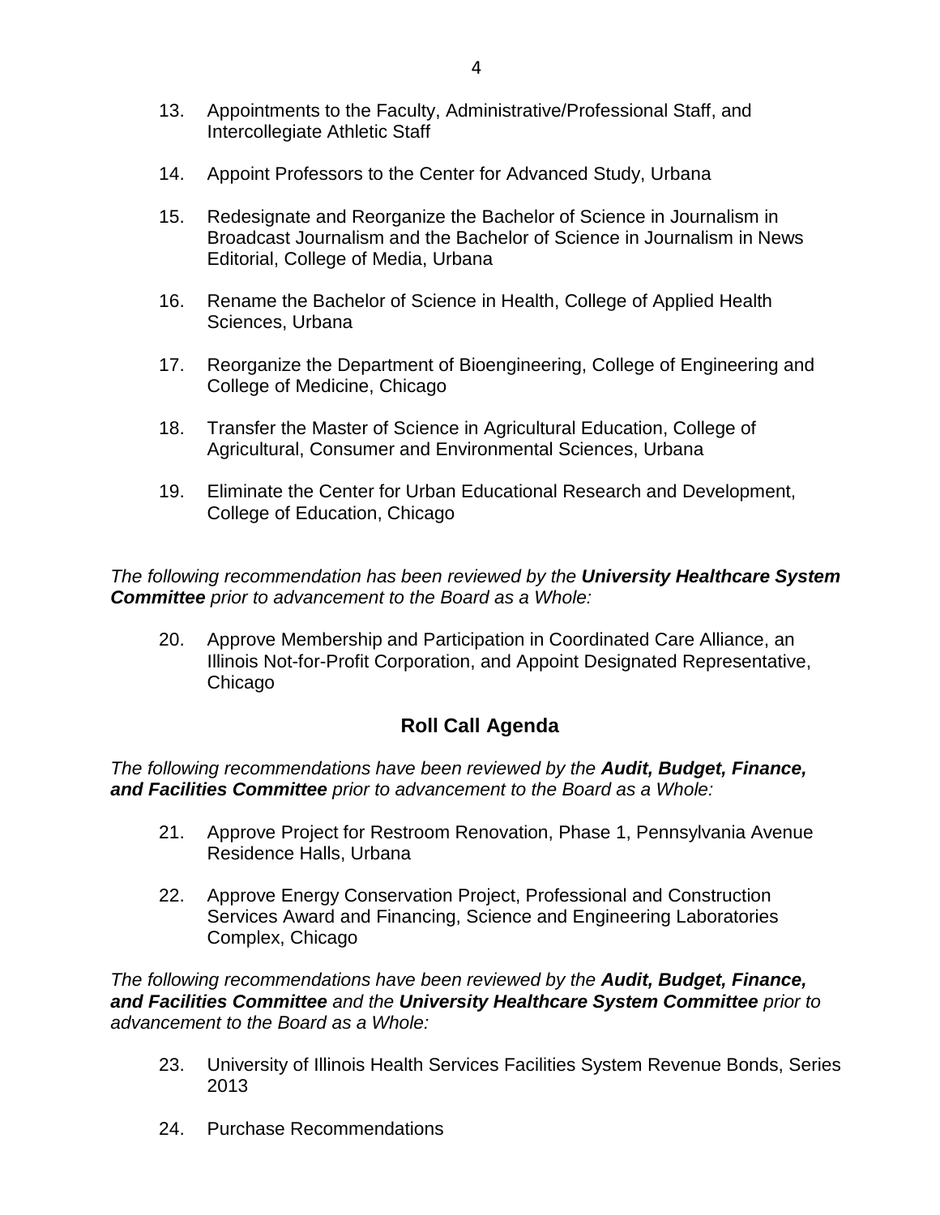13. Appointments to the Faculty, Administrative/Professional Staff, and Intercollegiate Athletic Staff

14. Appoint Professors to the Center for Advanced Study, Urbana

15. Redesignate and Reorganize the Bachelor of Science in Journalism in Broadcast Journalism and the Bachelor of Science in Journalism in News Editorial, College of Media, Urbana

16. Rename the Bachelor of Science in Health, College of Applied Health Sciences, Urbana

17. Reorganize the Department of Bioengineering, College of Engineering and College of Medicine, Chicago

18. Transfer the Master of Science in Agricultural Education, College of Agricultural, Consumer and Environmental Sciences, Urbana

19. Eliminate the Center for Urban Educational Research and Development, College of Education, Chicago

*The following recommendation has been reviewed by the **University Healthcare System Committee** prior to advancement to the Board as a Whole:*

20. Approve Membership and Participation in Coordinated Care Alliance, an Illinois Not-for-Profit Corporation, and Appoint Designated Representative, Chicago

## Roll Call Agenda

*The following recommendations have been reviewed by the **Audit, Budget, Finance, and Facilities Committee** prior to advancement to the Board as a Whole:*

21. Approve Project for Restroom Renovation, Phase 1, Pennsylvania Avenue Residence Halls, Urbana

22. Approve Energy Conservation Project, Professional and Construction Services Award and Financing, Science and Engineering Laboratories Complex, Chicago

*The following recommendations have been reviewed by the **Audit, Budget, Finance, and Facilities Committee** and the **University Healthcare System Committee** prior to advancement to the Board as a Whole:*

23. University of Illinois Health Services Facilities System Revenue Bonds, Series 2013

24. Purchase Recommendations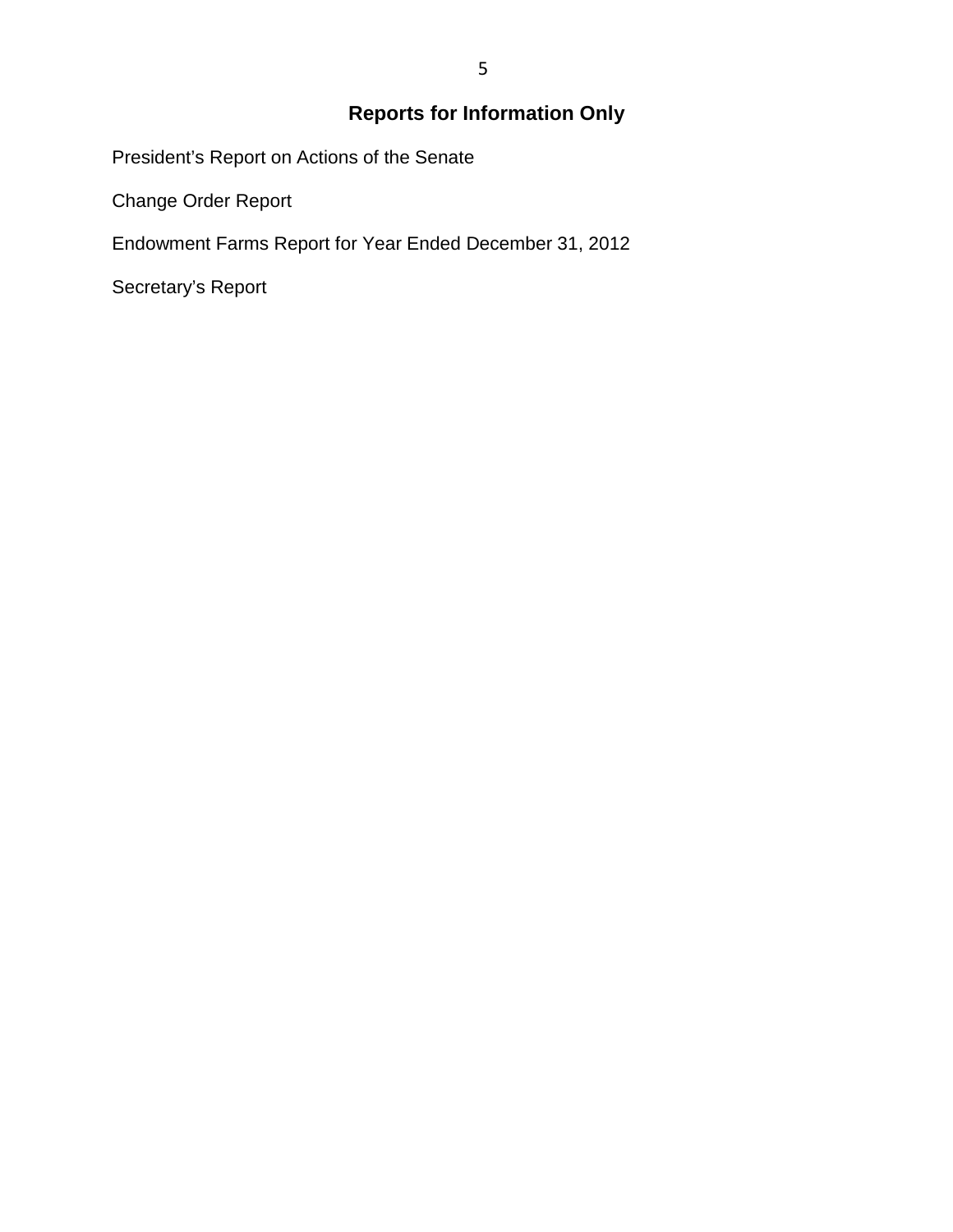## Reports for Information Only

President's Report on Actions of the Senate

Change Order Report

Endowment Farms Report for Year Ended December 31, 2012

Secretary's Report